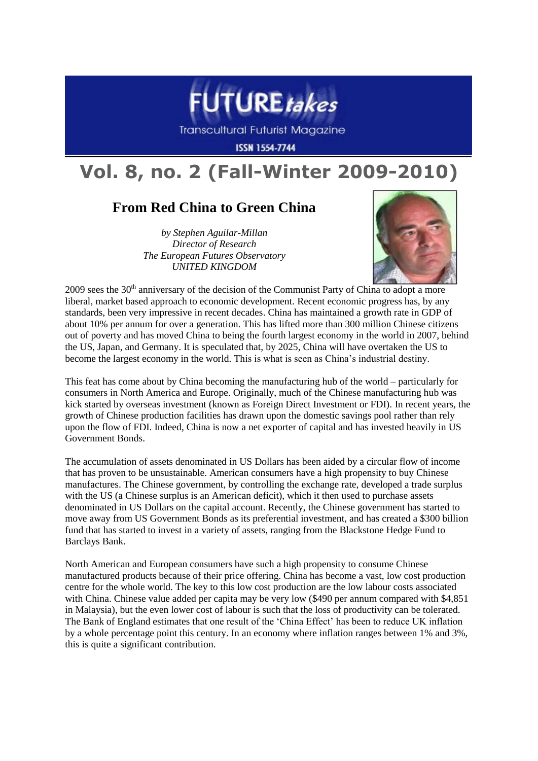# FUTURE*takes*

Transcultural Futurist Magazine

ISSN 1554-7744

# Vol. 8, no. 2 (Fall-Winter 2009-2010)

## From Red China to Green China

*by Stephen Aguilar-Millan*
*Director of Research*
*The European Futures Observatory*
*UNITED KINGDOM*

2009 sees the 30th anniversary of the decision of the Communist Party of China to adopt a more liberal, market based approach to economic development. Recent economic progress has, by any standards, been very impressive in recent decades. China has maintained a growth rate in GDP of about 10% per annum for over a generation. This has lifted more than 300 million Chinese citizens out of poverty and has moved China to being the fourth largest economy in the world in 2007, behind the US, Japan, and Germany. It is speculated that, by 2025, China will have overtaken the US to become the largest economy in the world. This is what is seen as China's industrial destiny.

This feat has come about by China becoming the manufacturing hub of the world – particularly for consumers in North America and Europe. Originally, much of the Chinese manufacturing hub was kick started by overseas investment (known as Foreign Direct Investment or FDI). In recent years, the growth of Chinese production facilities has drawn upon the domestic savings pool rather than rely upon the flow of FDI. Indeed, China is now a net exporter of capital and has invested heavily in US Government Bonds.

The accumulation of assets denominated in US Dollars has been aided by a circular flow of income that has proven to be unsustainable. American consumers have a high propensity to buy Chinese manufactures. The Chinese government, by controlling the exchange rate, developed a trade surplus with the US (a Chinese surplus is an American deficit), which it then used to purchase assets denominated in US Dollars on the capital account. Recently, the Chinese government has started to move away from US Government Bonds as its preferential investment, and has created a $300 billion fund that has started to invest in a variety of assets, ranging from the Blackstone Hedge Fund to Barclays Bank.

North American and European consumers have such a high propensity to consume Chinese manufactured products because of their price offering. China has become a vast, low cost production centre for the whole world. The key to this low cost production are the low labour costs associated with China. Chinese value added per capita may be very low ($490 per annum compared with $4,851 in Malaysia), but the even lower cost of labour is such that the loss of productivity can be tolerated. The Bank of England estimates that one result of the 'China Effect' has been to reduce UK inflation by a whole percentage point this century. In an economy where inflation ranges between 1% and 3%, this is quite a significant contribution.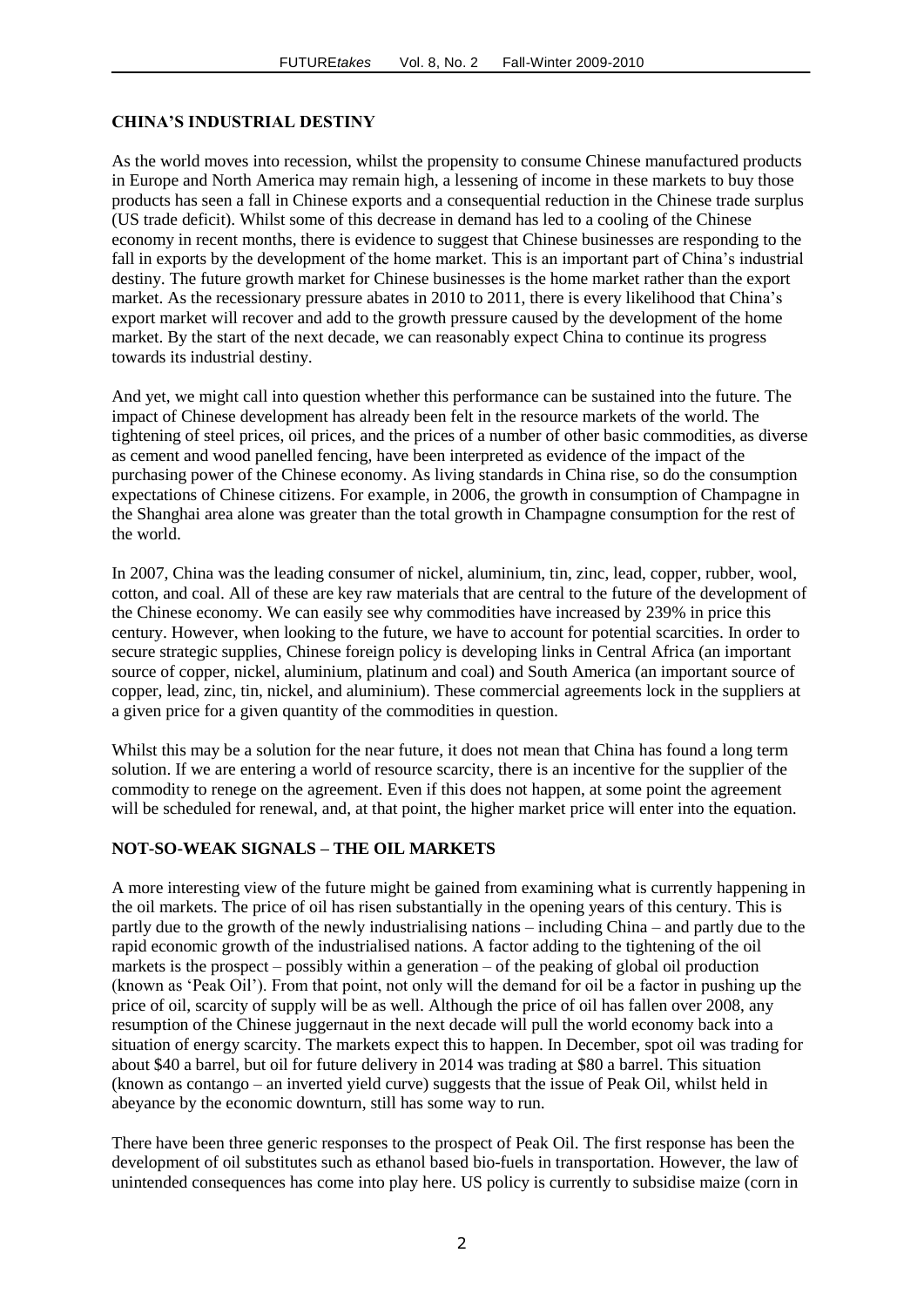## CHINA'S INDUSTRIAL DESTINY

As the world moves into recession, whilst the propensity to consume Chinese manufactured products in Europe and North America may remain high, a lessening of income in these markets to buy those products has seen a fall in Chinese exports and a consequential reduction in the Chinese trade surplus (US trade deficit). Whilst some of this decrease in demand has led to a cooling of the Chinese economy in recent months, there is evidence to suggest that Chinese businesses are responding to the fall in exports by the development of the home market. This is an important part of China's industrial destiny. The future growth market for Chinese businesses is the home market rather than the export market. As the recessionary pressure abates in 2010 to 2011, there is every likelihood that China's export market will recover and add to the growth pressure caused by the development of the home market. By the start of the next decade, we can reasonably expect China to continue its progress towards its industrial destiny.

And yet, we might call into question whether this performance can be sustained into the future. The impact of Chinese development has already been felt in the resource markets of the world. The tightening of steel prices, oil prices, and the prices of a number of other basic commodities, as diverse as cement and wood panelled fencing, have been interpreted as evidence of the impact of the purchasing power of the Chinese economy. As living standards in China rise, so do the consumption expectations of Chinese citizens. For example, in 2006, the growth in consumption of Champagne in the Shanghai area alone was greater than the total growth in Champagne consumption for the rest of the world.

In 2007, China was the leading consumer of nickel, aluminium, tin, zinc, lead, copper, rubber, wool, cotton, and coal. All of these are key raw materials that are central to the future of the development of the Chinese economy. We can easily see why commodities have increased by 239% in price this century. However, when looking to the future, we have to account for potential scarcities. In order to secure strategic supplies, Chinese foreign policy is developing links in Central Africa (an important source of copper, nickel, aluminium, platinum and coal) and South America (an important source of copper, lead, zinc, tin, nickel, and aluminium). These commercial agreements lock in the suppliers at a given price for a given quantity of the commodities in question.

Whilst this may be a solution for the near future, it does not mean that China has found a long term solution. If we are entering a world of resource scarcity, there is an incentive for the supplier of the commodity to renege on the agreement. Even if this does not happen, at some point the agreement will be scheduled for renewal, and, at that point, the higher market price will enter into the equation.

## NOT-SO-WEAK SIGNALS – THE OIL MARKETS

A more interesting view of the future might be gained from examining what is currently happening in the oil markets. The price of oil has risen substantially in the opening years of this century. This is partly due to the growth of the newly industrialising nations – including China – and partly due to the rapid economic growth of the industrialised nations. A factor adding to the tightening of the oil markets is the prospect – possibly within a generation – of the peaking of global oil production (known as 'Peak Oil'). From that point, not only will the demand for oil be a factor in pushing up the price of oil, scarcity of supply will be as well. Although the price of oil has fallen over 2008, any resumption of the Chinese juggernaut in the next decade will pull the world economy back into a situation of energy scarcity. The markets expect this to happen. In December, spot oil was trading for about $40 a barrel, but oil for future delivery in 2014 was trading at $80 a barrel. This situation (known as contango – an inverted yield curve) suggests that the issue of Peak Oil, whilst held in abeyance by the economic downturn, still has some way to run.

There have been three generic responses to the prospect of Peak Oil. The first response has been the development of oil substitutes such as ethanol based bio-fuels in transportation. However, the law of unintended consequences has come into play here. US policy is currently to subsidise maize (corn in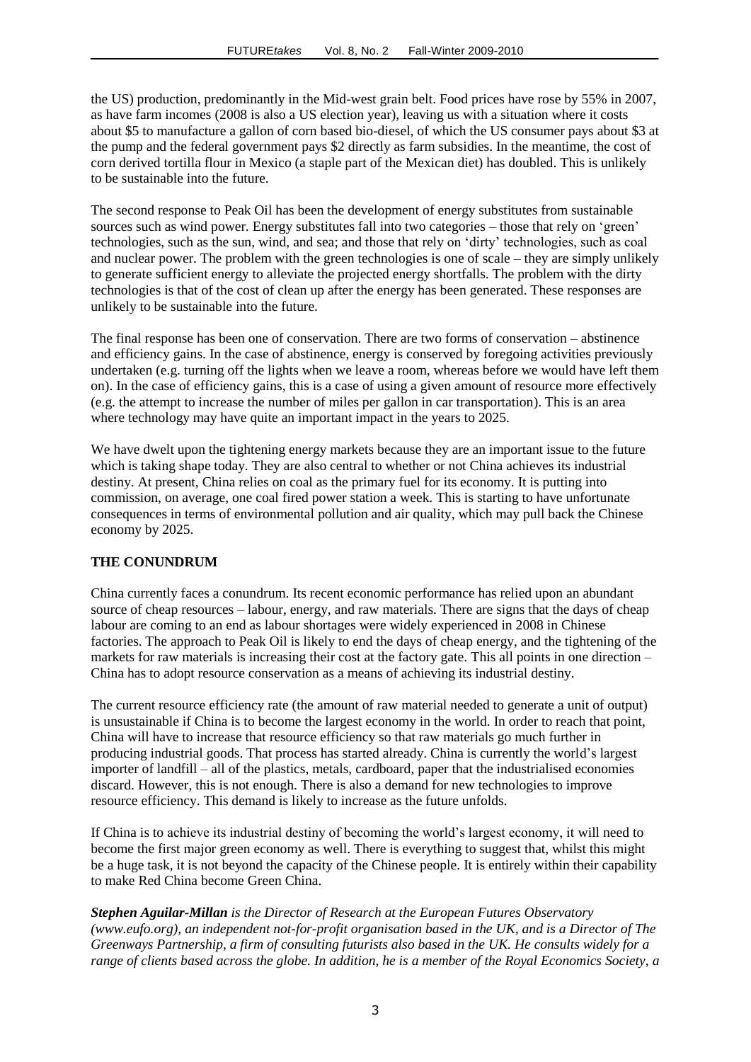the US) production, predominantly in the Mid-west grain belt. Food prices have rose by 55% in 2007, as have farm incomes (2008 is also a US election year), leaving us with a situation where it costs about $5 to manufacture a gallon of corn based bio-diesel, of which the US consumer pays about $3 at the pump and the federal government pays $2 directly as farm subsidies. In the meantime, the cost of corn derived tortilla flour in Mexico (a staple part of the Mexican diet) has doubled. This is unlikely to be sustainable into the future.

The second response to Peak Oil has been the development of energy substitutes from sustainable sources such as wind power. Energy substitutes fall into two categories – those that rely on 'green' technologies, such as the sun, wind, and sea; and those that rely on 'dirty' technologies, such as coal and nuclear power. The problem with the green technologies is one of scale – they are simply unlikely to generate sufficient energy to alleviate the projected energy shortfalls. The problem with the dirty technologies is that of the cost of clean up after the energy has been generated. These responses are unlikely to be sustainable into the future.

The final response has been one of conservation. There are two forms of conservation – abstinence and efficiency gains. In the case of abstinence, energy is conserved by foregoing activities previously undertaken (e.g. turning off the lights when we leave a room, whereas before we would have left them on). In the case of efficiency gains, this is a case of using a given amount of resource more effectively (e.g. the attempt to increase the number of miles per gallon in car transportation). This is an area where technology may have quite an important impact in the years to 2025.

We have dwelt upon the tightening energy markets because they are an important issue to the future which is taking shape today. They are also central to whether or not China achieves its industrial destiny. At present, China relies on coal as the primary fuel for its economy. It is putting into commission, on average, one coal fired power station a week. This is starting to have unfortunate consequences in terms of environmental pollution and air quality, which may pull back the Chinese economy by 2025.

## THE CONUNDRUM

China currently faces a conundrum. Its recent economic performance has relied upon an abundant source of cheap resources – labour, energy, and raw materials. There are signs that the days of cheap labour are coming to an end as labour shortages were widely experienced in 2008 in Chinese factories. The approach to Peak Oil is likely to end the days of cheap energy, and the tightening of the markets for raw materials is increasing their cost at the factory gate. This all points in one direction – China has to adopt resource conservation as a means of achieving its industrial destiny.

The current resource efficiency rate (the amount of raw material needed to generate a unit of output) is unsustainable if China is to become the largest economy in the world. In order to reach that point, China will have to increase that resource efficiency so that raw materials go much further in producing industrial goods. That process has started already. China is currently the world's largest importer of landfill – all of the plastics, metals, cardboard, paper that the industrialised economies discard. However, this is not enough. There is also a demand for new technologies to improve resource efficiency. This demand is likely to increase as the future unfolds.

If China is to achieve its industrial destiny of becoming the world's largest economy, it will need to become the first major green economy as well. There is everything to suggest that, whilst this might be a huge task, it is not beyond the capacity of the Chinese people. It is entirely within their capability to make Red China become Green China.

***Stephen Aguilar-Millan*** *is the Director of Research at the European Futures Observatory (www.eufo.org), an independent not-for-profit organisation based in the UK, and is a Director of The Greenways Partnership, a firm of consulting futurists also based in the UK. He consults widely for a range of clients based across the globe. In addition, he is a member of the Royal Economics Society, a*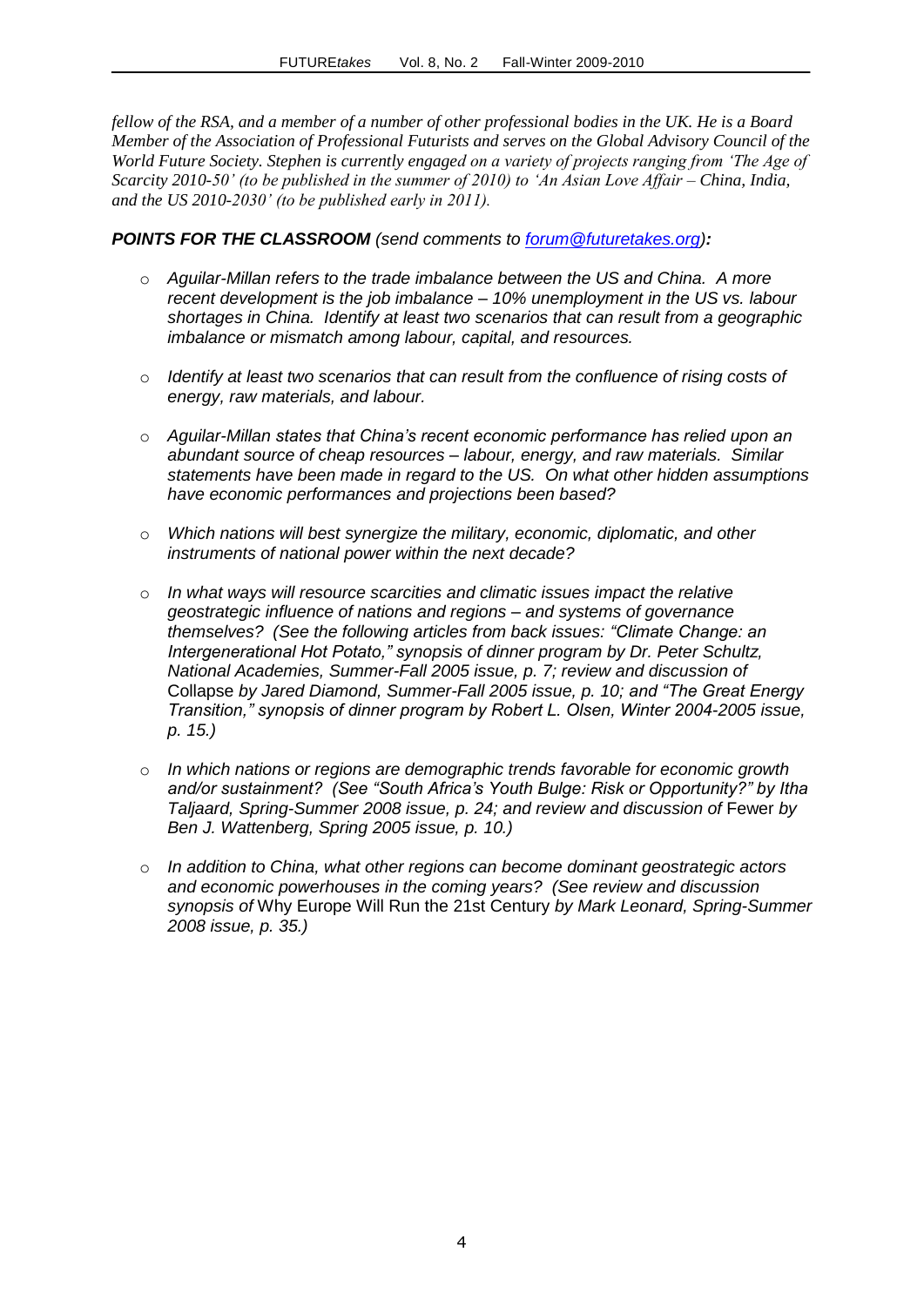*fellow of the RSA, and a member of a number of other professional bodies in the UK. He is a Board Member of the Association of Professional Futurists and serves on the Global Advisory Council of the World Future Society. Stephen is currently engaged on a variety of projects ranging from 'The Age of Scarcity 2010-50' (to be published in the summer of 2010) to 'An Asian Love Affair – China, India, and the US 2010-2030' (to be published early in 2011).*

***POINTS FOR THE CLASSROOM** (send comments to [forum@futuretakes.org](mailto:forum@futuretakes.org)):*

- *Aguilar-Millan refers to the trade imbalance between the US and China. A more recent development is the job imbalance – 10% unemployment in the US vs. labour shortages in China. Identify at least two scenarios that can result from a geographic imbalance or mismatch among labour, capital, and resources.*
- *Identify at least two scenarios that can result from the confluence of rising costs of energy, raw materials, and labour.*
- *Aguilar-Millan states that China's recent economic performance has relied upon an abundant source of cheap resources – labour, energy, and raw materials. Similar statements have been made in regard to the US. On what other hidden assumptions have economic performances and projections been based?*
- *Which nations will best synergize the military, economic, diplomatic, and other instruments of national power within the next decade?*
- *In what ways will resource scarcities and climatic issues impact the relative geostrategic influence of nations and regions – and systems of governance themselves? (See the following articles from back issues: "Climate Change: an Intergenerational Hot Potato," synopsis of dinner program by Dr. Peter Schultz, National Academies, Summer-Fall 2005 issue, p. 7; review and discussion of* Collapse *by Jared Diamond, Summer-Fall 2005 issue, p. 10; and "The Great Energy Transition," synopsis of dinner program by Robert L. Olsen, Winter 2004-2005 issue, p. 15.)*
- *In which nations or regions are demographic trends favorable for economic growth and/or sustainment? (See "South Africa's Youth Bulge: Risk or Opportunity?" by Itha Taljaard, Spring-Summer 2008 issue, p. 24; and review and discussion of* Fewer *by Ben J. Wattenberg, Spring 2005 issue, p. 10.)*
- *In addition to China, what other regions can become dominant geostrategic actors and economic powerhouses in the coming years? (See review and discussion synopsis of* Why Europe Will Run the 21st Century *by Mark Leonard, Spring-Summer 2008 issue, p. 35.)*